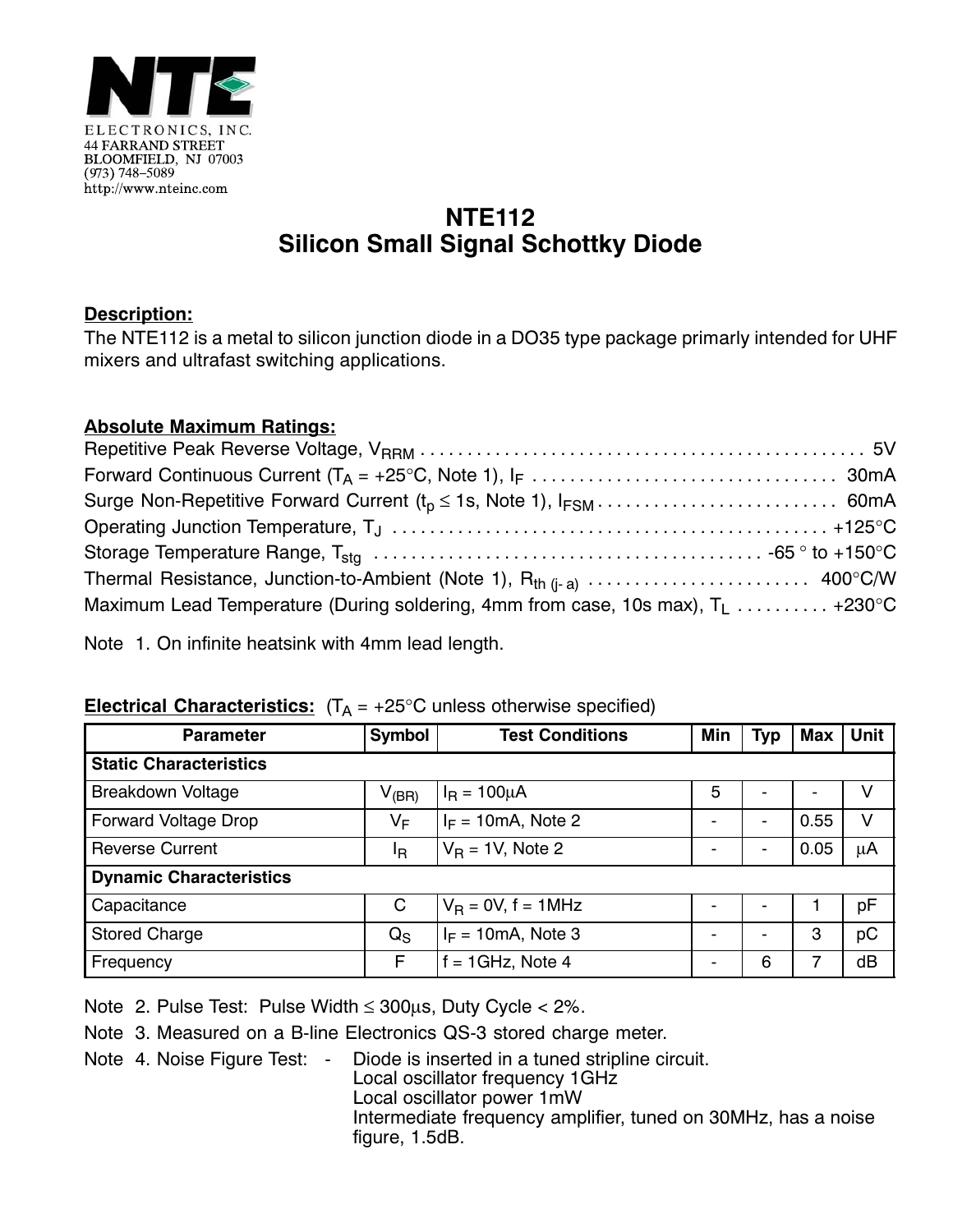NTE ELECTRONICS, INC.
44 FARRAND STREET
BLOOMFIELD, NJ 07003
(973) 748–5089
http://www.nteinc.com

# NTE112
# Silicon Small Signal Schottky Diode

**Description:**

The NTE112 is a metal to silicon junction diode in a DO35 type package primarily intended for UHF mixers and ultrafast switching applications.

**Absolute Maximum Ratings:**

Repetitive Peak Reverse Voltage, $V_{RRM}$ . . . . . . . . . . 5V

Forward Continuous Current ($T_A$ = +25°C, Note 1), $I_F$ . . . . . . . . . . 30mA

Surge Non-Repetitive Forward Current ($t_p \leq$ 1s, Note 1), $I_{FSM}$ . . . . . . . . . . 60mA

Operating Junction Temperature, $T_J$ . . . . . . . . . . +125°C

Storage Temperature Range, $T_{stg}$ . . . . . . . . . . -65 ° to +150°C

Thermal Resistance, Junction-to-Ambient (Note 1), $R_{th\ (j\text{-}a)}$ . . . . . . . . . . 400°C/W

Maximum Lead Temperature (During soldering, 4mm from case, 10s max), $T_L$ . . . . . . . . . . +230°C

Note 1. On infinite heatsink with 4mm lead length.

**Electrical Characteristics:** ($T_A$ = +25°C unless otherwise specified)

| Parameter | Symbol | Test Conditions | Min | Typ | Max | Unit |
|---|---|---|---|---|---|---|
| **Static Characteristics** | | | | | | |
| Breakdown Voltage | $V_{(BR)}$ | $I_R$ = 100μA | 5 | - | - | V |
| Forward Voltage Drop | $V_F$ | $I_F$ = 10mA, Note 2 | - | - | 0.55 | V |
| Reverse Current | $I_R$ | $V_R$ = 1V, Note 2 | - | - | 0.05 | μA |
| **Dynamic Characteristics** | | | | | | |
| Capacitance | C | $V_R$ = 0V, f = 1MHz | - | - | 1 | pF |
| Stored Charge | $Q_S$ | $I_F$ = 10mA, Note 3 | - | - | 3 | pC |
| Frequency | F | f = 1GHz, Note 4 | - | 6 | 7 | dB |

Note 2. Pulse Test: Pulse Width ≤ 300μs, Duty Cycle < 2%.

Note 3. Measured on a B-line Electronics QS-3 stored charge meter.

Note 4. Noise Figure Test: - Diode is inserted in a tuned stripline circuit.
Local oscillator frequency 1GHz
Local oscillator power 1mW
Intermediate frequency amplifier, tuned on 30MHz, has a noise figure, 1.5dB.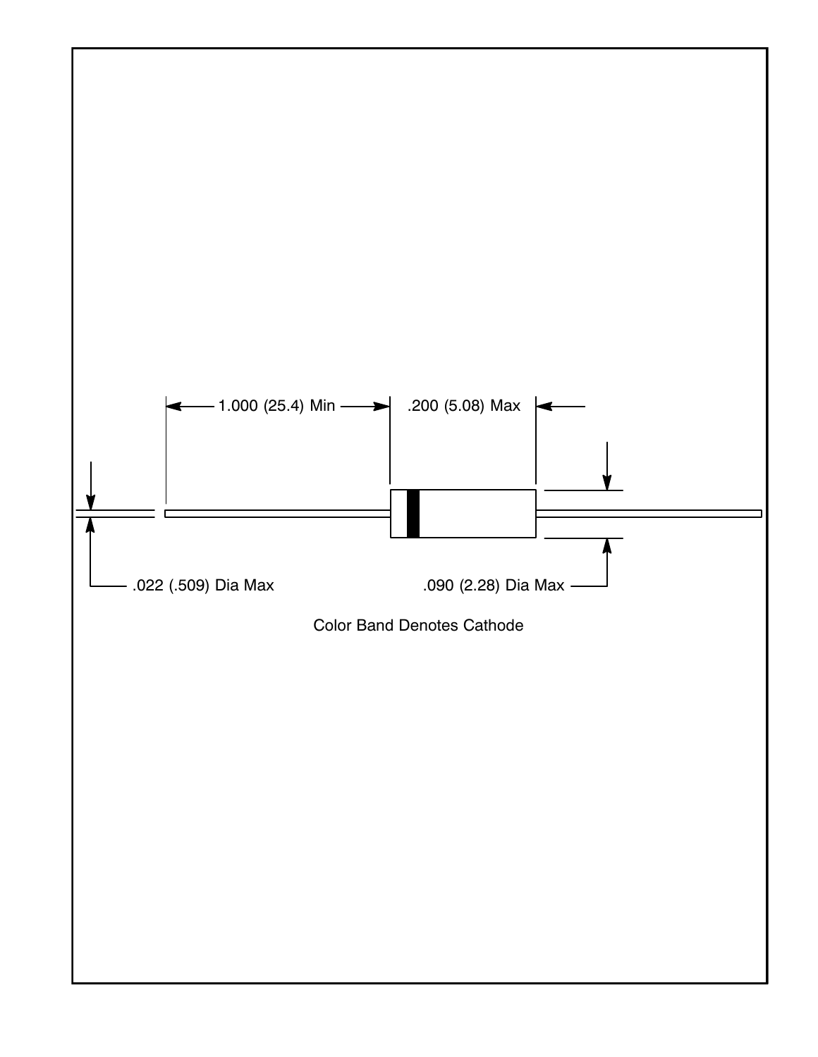1.000 (25.4) Min

.200 (5.08) Max

.022 (.509) Dia Max

.090 (2.28) Dia Max

Color Band Denotes Cathode